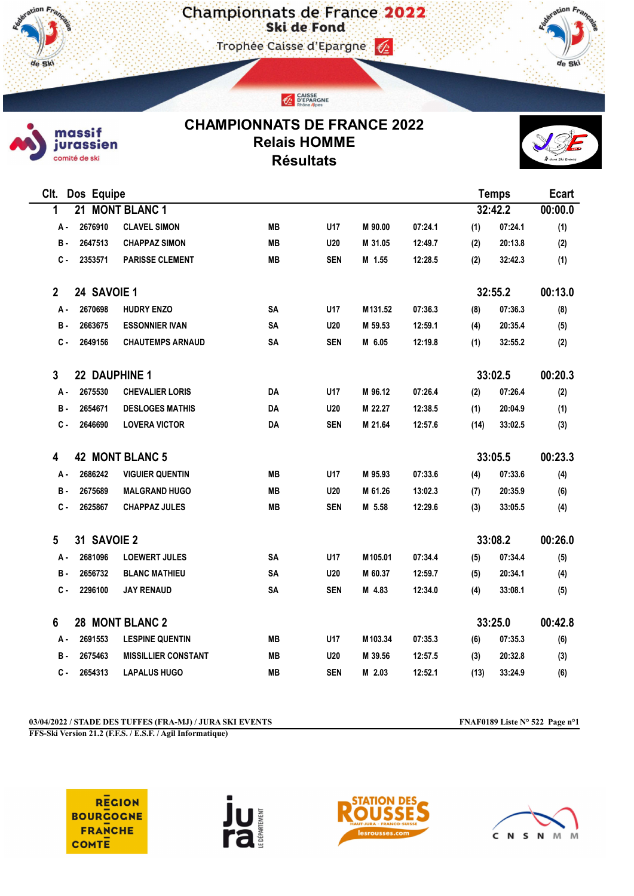# Championnats de France 2022
## Ski de Fond
Trophée Caisse d'Epargne

# CHAMPIONNATS DE FRANCE 2022
## Relais HOMME
## Résultats

| Clt. | Dos | Equipe | | | | | | | Temps | | Ecart |
|---|---|---|---|---|---|---|---|---|---|---|---|
| **1** | **21** | **MONT BLANC 1** | | | | | | | **32:42.2** | | **00:00.0** |
| A - | 2676910 | CLAVEL SIMON | MB | U17 | M 90.00 | 07:24.1 | (1) | | 07:24.1 | | (1) |
| B - | 2647513 | CHAPPAZ SIMON | MB | U20 | M 31.05 | 12:49.7 | (2) | | 20:13.8 | | (2) |
| C - | 2353571 | PARISSE CLEMENT | MB | SEN | M 1.55 | 12:28.5 | (2) | | 32:42.3 | | (1) |
| **2** | **24** | **SAVOIE 1** | | | | | | | **32:55.2** | | **00:13.0** |
| A - | 2670698 | HUDRY ENZO | SA | U17 | M131.52 | 07:36.3 | (8) | | 07:36.3 | | (8) |
| B - | 2663675 | ESSONNIER IVAN | SA | U20 | M 59.53 | 12:59.1 | (4) | | 20:35.4 | | (5) |
| C - | 2649156 | CHAUTEMPS ARNAUD | SA | SEN | M 6.05 | 12:19.8 | (1) | | 32:55.2 | | (2) |
| **3** | **22** | **DAUPHINE 1** | | | | | | | **33:02.5** | | **00:20.3** |
| A - | 2675530 | CHEVALIER LORIS | DA | U17 | M 96.12 | 07:26.4 | (2) | | 07:26.4 | | (2) |
| B - | 2654671 | DESLOGES MATHIS | DA | U20 | M 22.27 | 12:38.5 | (1) | | 20:04.9 | | (1) |
| C - | 2646690 | LOVERA VICTOR | DA | SEN | M 21.64 | 12:57.6 | (14) | | 33:02.5 | | (3) |
| **4** | **42** | **MONT BLANC 5** | | | | | | | **33:05.5** | | **00:23.3** |
| A - | 2686242 | VIGUIER QUENTIN | MB | U17 | M 95.93 | 07:33.6 | (4) | | 07:33.6 | | (4) |
| B - | 2675689 | MALGRAND HUGO | MB | U20 | M 61.26 | 13:02.3 | (7) | | 20:35.9 | | (6) |
| C - | 2625867 | CHAPPAZ JULES | MB | SEN | M 5.58 | 12:29.6 | (3) | | 33:05.5 | | (4) |
| **5** | **31** | **SAVOIE 2** | | | | | | | **33:08.2** | | **00:26.0** |
| A - | 2681096 | LOEWERT JULES | SA | U17 | M105.01 | 07:34.4 | (5) | | 07:34.4 | | (5) |
| B - | 2656732 | BLANC MATHIEU | SA | U20 | M 60.37 | 12:59.7 | (5) | | 20:34.1 | | (4) |
| C - | 2296100 | JAY RENAUD | SA | SEN | M 4.83 | 12:34.0 | (4) | | 33:08.1 | | (5) |
| **6** | **28** | **MONT BLANC 2** | | | | | | | **33:25.0** | | **00:42.8** |
| A - | 2691553 | LESPINE QUENTIN | MB | U17 | M103.34 | 07:35.3 | (6) | | 07:35.3 | | (6) |
| B - | 2675463 | MISSILLIER CONSTANT | MB | U20 | M 39.56 | 12:57.5 | (3) | | 20:32.8 | | (3) |
| C - | 2654313 | LAPALUS HUGO | MB | SEN | M 2.03 | 12:52.1 | (13) | | 33:24.9 | | (6) |

03/04/2022 / STADE DES TUFFES (FRA-MJ) / JURA SKI EVENTS — FNAF0189 Liste N° 522 Page n°1

FFS-Ski Version 21.2 (F.F.S. / E.S.F. / Agil Informatique)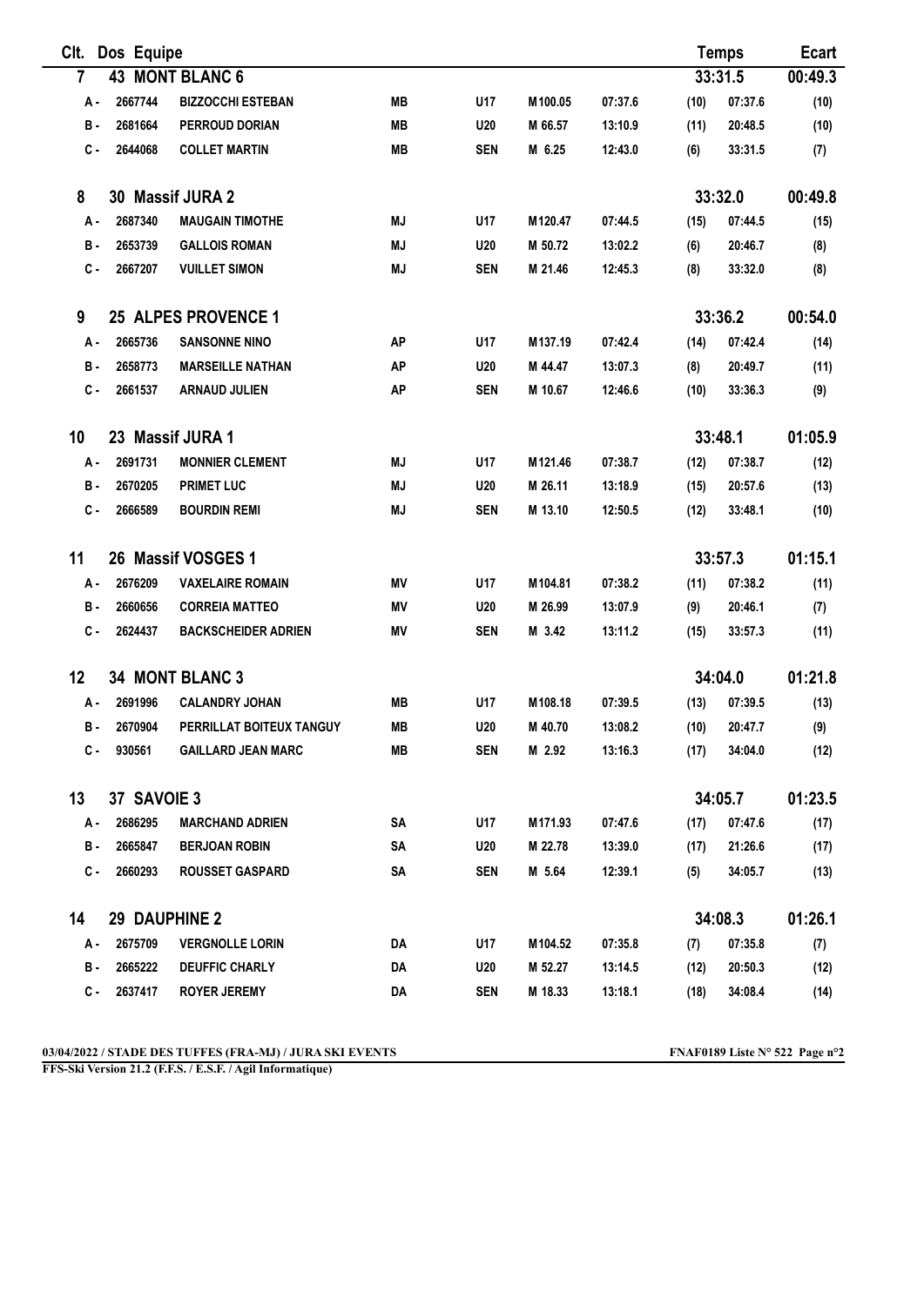| Clt. | Dos | Equipe | | | | | | | Temps | Ecart |
|---|---|---|---|---|---|---|---|---|---|---|
| 7 | 43 | MONT BLANC 6 | | | | | | | 33:31.5 | 00:49.3 |
| A - | 2667744 | BIZZOCCHI ESTEBAN | MB | U17 | M100.05 | 07:37.6 | (10) | 07:37.6 | | (10) |
| B - | 2681664 | PERROUD DORIAN | MB | U20 | M 66.57 | 13:10.9 | (11) | 20:48.5 | | (10) |
| C - | 2644068 | COLLET MARTIN | MB | SEN | M 6.25 | 12:43.0 | (6) | 33:31.5 | | (7) |
| 8 | 30 | Massif JURA 2 | | | | | | | 33:32.0 | 00:49.8 |
| A - | 2687340 | MAUGAIN TIMOTHE | MJ | U17 | M120.47 | 07:44.5 | (15) | 07:44.5 | | (15) |
| B - | 2653739 | GALLOIS ROMAN | MJ | U20 | M 50.72 | 13:02.2 | (6) | 20:46.7 | | (8) |
| C - | 2667207 | VUILLET SIMON | MJ | SEN | M 21.46 | 12:45.3 | (8) | 33:32.0 | | (8) |
| 9 | 25 | ALPES PROVENCE 1 | | | | | | | 33:36.2 | 00:54.0 |
| A - | 2665736 | SANSONNE NINO | AP | U17 | M137.19 | 07:42.4 | (14) | 07:42.4 | | (14) |
| B - | 2658773 | MARSEILLE NATHAN | AP | U20 | M 44.47 | 13:07.3 | (8) | 20:49.7 | | (11) |
| C - | 2661537 | ARNAUD JULIEN | AP | SEN | M 10.67 | 12:46.6 | (10) | 33:36.3 | | (9) |
| 10 | 23 | Massif JURA 1 | | | | | | | 33:48.1 | 01:05.9 |
| A - | 2691731 | MONNIER CLEMENT | MJ | U17 | M121.46 | 07:38.7 | (12) | 07:38.7 | | (12) |
| B - | 2670205 | PRIMET LUC | MJ | U20 | M 26.11 | 13:18.9 | (15) | 20:57.6 | | (13) |
| C - | 2666589 | BOURDIN REMI | MJ | SEN | M 13.10 | 12:50.5 | (12) | 33:48.1 | | (10) |
| 11 | 26 | Massif VOSGES 1 | | | | | | | 33:57.3 | 01:15.1 |
| A - | 2676209 | VAXELAIRE ROMAIN | MV | U17 | M104.81 | 07:38.2 | (11) | 07:38.2 | | (11) |
| B - | 2660656 | CORREIA MATTEO | MV | U20 | M 26.99 | 13:07.9 | (9) | 20:46.1 | | (7) |
| C - | 2624437 | BACKSCHEIDER ADRIEN | MV | SEN | M 3.42 | 13:11.2 | (15) | 33:57.3 | | (11) |
| 12 | 34 | MONT BLANC 3 | | | | | | | 34:04.0 | 01:21.8 |
| A - | 2691996 | CALANDRY JOHAN | MB | U17 | M108.18 | 07:39.5 | (13) | 07:39.5 | | (13) |
| B - | 2670904 | PERRILLAT BOITEUX TANGUY | MB | U20 | M 40.70 | 13:08.2 | (10) | 20:47.7 | | (9) |
| C - | 930561 | GAILLARD JEAN MARC | MB | SEN | M 2.92 | 13:16.3 | (17) | 34:04.0 | | (12) |
| 13 | 37 | SAVOIE 3 | | | | | | | 34:05.7 | 01:23.5 |
| A - | 2686295 | MARCHAND ADRIEN | SA | U17 | M171.93 | 07:47.6 | (17) | 07:47.6 | | (17) |
| B - | 2665847 | BERJOAN ROBIN | SA | U20 | M 22.78 | 13:39.0 | (17) | 21:26.6 | | (17) |
| C - | 2660293 | ROUSSET GASPARD | SA | SEN | M 5.64 | 12:39.1 | (5) | 34:05.7 | | (13) |
| 14 | 29 | DAUPHINE 2 | | | | | | | 34:08.3 | 01:26.1 |
| A - | 2675709 | VERGNOLLE LORIN | DA | U17 | M104.52 | 07:35.8 | (7) | 07:35.8 | | (7) |
| B - | 2665222 | DEUFFIC CHARLY | DA | U20 | M 52.27 | 13:14.5 | (12) | 20:50.3 | | (12) |
| C - | 2637417 | ROYER JEREMY | DA | SEN | M 18.33 | 13:18.1 | (18) | 34:08.4 | | (14) |

03/04/2022 / STADE DES TUFFES (FRA-MJ) / JURA SKI EVENTS — FNAF0189 Liste N° 522

FFS-Ski Version 21.2 (F.F.S. / E.S.F. / Agil Informatique)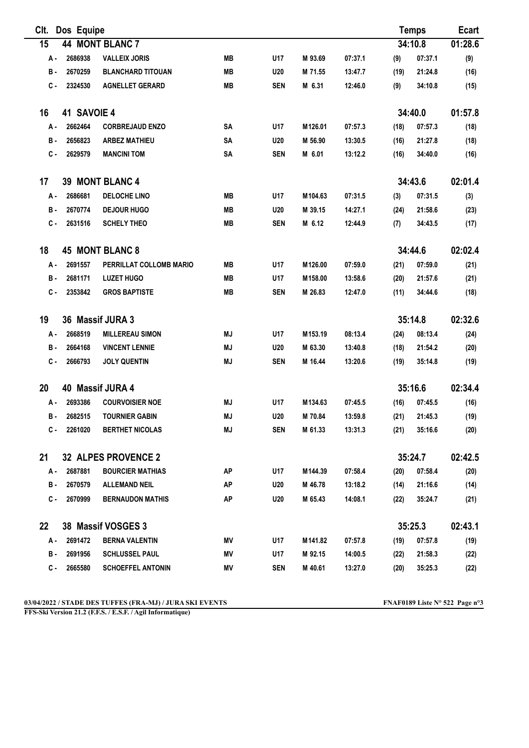| Clt. | Dos | Equipe | | | | | | Temps | | Ecart |
|---|---|---|---|---|---|---|---|---|---|---|
| 15 | 44 | MONT BLANC 7 | | | | | | | 34:10.8 | 01:28.6 |
| A - | 2686938 | VALLEIX JORIS | MB | U17 | M 93.69 | 07:37.1 | (9) | 07:37.1 | | (9) |
| B - | 2670259 | BLANCHARD TITOUAN | MB | U20 | M 71.55 | 13:47.7 | (19) | 21:24.8 | | (16) |
| C - | 2324530 | AGNELLET GERARD | MB | SEN | M 6.31 | 12:46.0 | (9) | 34:10.8 | | (15) |
| 16 | 41 | SAVOIE 4 | | | | | | | 34:40.0 | 01:57.8 |
| A - | 2662464 | CORBREJAUD ENZO | SA | U17 | M126.01 | 07:57.3 | (18) | 07:57.3 | | (18) |
| B - | 2656823 | ARBEZ MATHIEU | SA | U20 | M 56.90 | 13:30.5 | (16) | 21:27.8 | | (18) |
| C - | 2629579 | MANCINI TOM | SA | SEN | M 6.01 | 13:12.2 | (16) | 34:40.0 | | (16) |
| 17 | 39 | MONT BLANC 4 | | | | | | | 34:43.6 | 02:01.4 |
| A - | 2686681 | DELOCHE LINO | MB | U17 | M104.63 | 07:31.5 | (3) | 07:31.5 | | (3) |
| B - | 2670774 | DEJOUR HUGO | MB | U20 | M 39.15 | 14:27.1 | (24) | 21:58.6 | | (23) |
| C - | 2631516 | SCHELY THEO | MB | SEN | M 6.12 | 12:44.9 | (7) | 34:43.5 | | (17) |
| 18 | 45 | MONT BLANC 8 | | | | | | | 34:44.6 | 02:02.4 |
| A - | 2691557 | PERRILLAT COLLOMB MARIO | MB | U17 | M126.00 | 07:59.0 | (21) | 07:59.0 | | (21) |
| B - | 2681171 | LUZET HUGO | MB | U17 | M158.00 | 13:58.6 | (20) | 21:57.6 | | (21) |
| C - | 2353842 | GROS BAPTISTE | MB | SEN | M 26.83 | 12:47.0 | (11) | 34:44.6 | | (18) |
| 19 | 36 | Massif JURA 3 | | | | | | | 35:14.8 | 02:32.6 |
| A - | 2668519 | MILLEREAU SIMON | MJ | U17 | M153.19 | 08:13.4 | (24) | 08:13.4 | | (24) |
| B - | 2664168 | VINCENT LENNIE | MJ | U20 | M 63.30 | 13:40.8 | (18) | 21:54.2 | | (20) |
| C - | 2666793 | JOLY QUENTIN | MJ | SEN | M 16.44 | 13:20.6 | (19) | 35:14.8 | | (19) |
| 20 | 40 | Massif JURA 4 | | | | | | | 35:16.6 | 02:34.4 |
| A - | 2693386 | COURVOISIER NOE | MJ | U17 | M134.63 | 07:45.5 | (16) | 07:45.5 | | (16) |
| B - | 2682515 | TOURNIER GABIN | MJ | U20 | M 70.84 | 13:59.8 | (21) | 21:45.3 | | (19) |
| C - | 2261020 | BERTHET NICOLAS | MJ | SEN | M 61.33 | 13:31.3 | (21) | 35:16.6 | | (20) |
| 21 | 32 | ALPES PROVENCE 2 | | | | | | | 35:24.7 | 02:42.5 |
| A - | 2687881 | BOURCIER MATHIAS | AP | U17 | M144.39 | 07:58.4 | (20) | 07:58.4 | | (20) |
| B - | 2670579 | ALLEMAND NEIL | AP | U20 | M 46.78 | 13:18.2 | (14) | 21:16.6 | | (14) |
| C - | 2670999 | BERNAUDON MATHIS | AP | U20 | M 65.43 | 14:08.1 | (22) | 35:24.7 | | (21) |
| 22 | 38 | Massif VOSGES 3 | | | | | | | 35:25.3 | 02:43.1 |
| A - | 2691472 | BERNA VALENTIN | MV | U17 | M141.82 | 07:57.8 | (19) | 07:57.8 | | (19) |
| B - | 2691956 | SCHLUSSEL PAUL | MV | U17 | M 92.15 | 14:00.5 | (22) | 21:58.3 | | (22) |
| C - | 2665580 | SCHOEFFEL ANTONIN | MV | SEN | M 40.61 | 13:27.0 | (20) | 35:25.3 | | (22) |

03/04/2022 / STADE DES TUFFES (FRA-MJ) / JURA SKI EVENTS    FNAF0189 Liste N° 522

FFS-Ski Version 21.2 (F.F.S. / E.S.F. / Agil Informatique)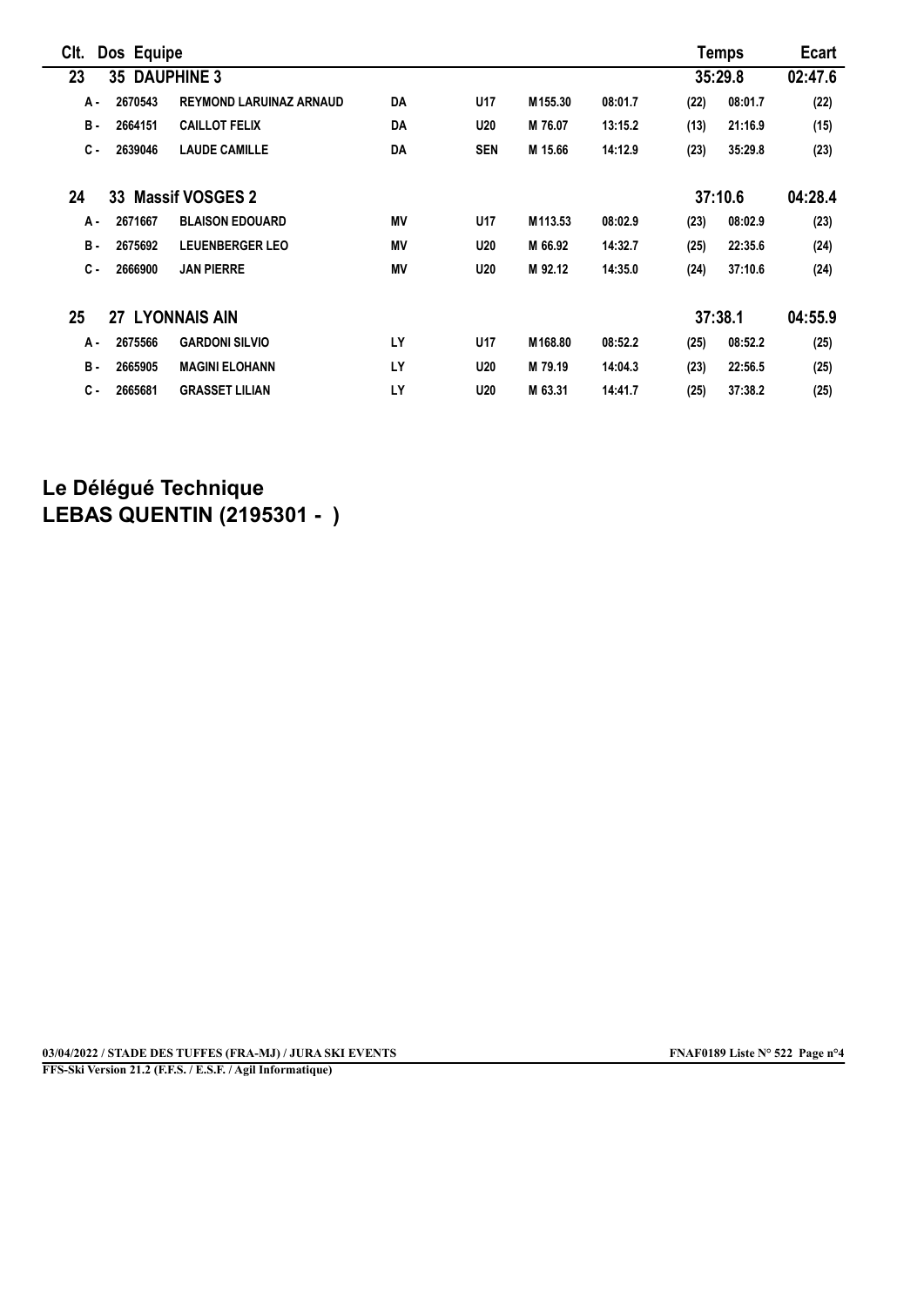| Clt. | Dos | Equipe | | | | | | | Temps | Ecart |
|---|---|---|---|---|---|---|---|---|---|---|
| 23 | 35 | DAUPHINE 3 | | | | | | | 35:29.8 | 02:47.6 |
| A - | 2670543 | REYMOND LARUINAZ ARNAUD | DA | U17 | M155.30 | 08:01.7 | (22) | 08:01.7 | | (22) |
| B - | 2664151 | CAILLOT FELIX | DA | U20 | M 76.07 | 13:15.2 | (13) | 21:16.9 | | (15) |
| C - | 2639046 | LAUDE CAMILLE | DA | SEN | M 15.66 | 14:12.9 | (23) | 35:29.8 | | (23) |
| 24 | 33 | Massif VOSGES 2 | | | | | | | 37:10.6 | 04:28.4 |
| A - | 2671667 | BLAISON EDOUARD | MV | U17 | M113.53 | 08:02.9 | (23) | 08:02.9 | | (23) |
| B - | 2675692 | LEUENBERGER LEO | MV | U20 | M 66.92 | 14:32.7 | (25) | 22:35.6 | | (24) |
| C - | 2666900 | JAN PIERRE | MV | U20 | M 92.12 | 14:35.0 | (24) | 37:10.6 | | (24) |
| 25 | 27 | LYONNAIS AIN | | | | | | | 37:38.1 | 04:55.9 |
| A - | 2675566 | GARDONI SILVIO | LY | U17 | M168.80 | 08:52.2 | (25) | 08:52.2 | | (25) |
| B - | 2665905 | MAGINI ELOHANN | LY | U20 | M 79.19 | 14:04.3 | (23) | 22:56.5 | | (25) |
| C - | 2665681 | GRASSET LILIAN | LY | U20 | M 63.31 | 14:41.7 | (25) | 37:38.2 | | (25) |

## Le Délégué Technique
## LEBAS QUENTIN (2195301 - )

03/04/2022 / STADE DES TUFFES (FRA-MJ) / JURA SKI EVENTS

FNAF0189 Liste N° 522

FFS-Ski Version 21.2 (F.F.S. / E.S.F. / Agil Informatique)